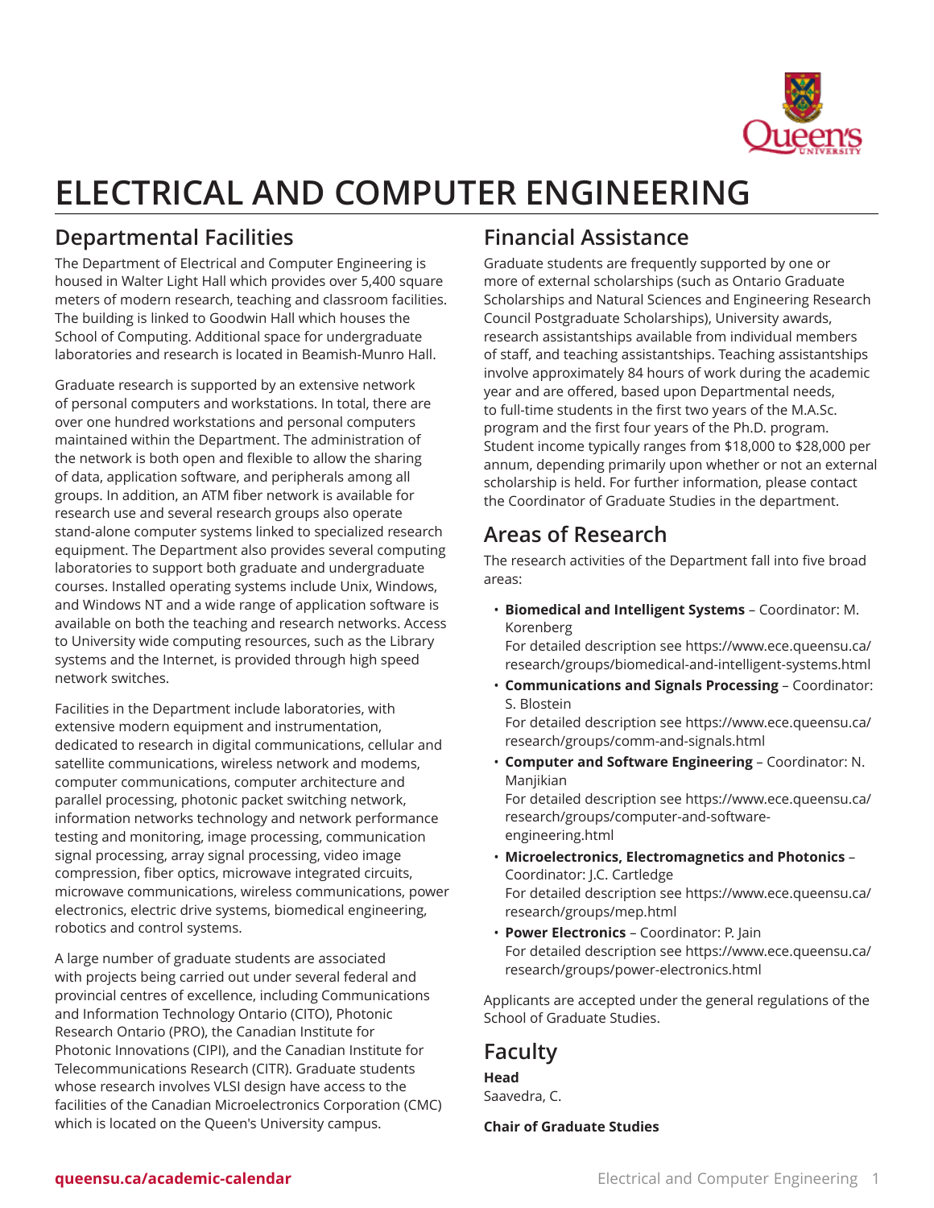# ELECTRICAL AND COMPUTER ENGINEERING

## Departmental Facilities

The Department of Electrical and Computer Engineering is housed in Walter Light Hall which provides over 5,400 square meters of modern research, teaching and classroom facilities. The building is linked to Goodwin Hall which houses the School of Computing. Additional space for undergraduate laboratories and research is located in Beamish-Munro Hall.

Graduate research is supported by an extensive network of personal computers and workstations. In total, there are over one hundred workstations and personal computers maintained within the Department. The administration of the network is both open and flexible to allow the sharing of data, application software, and peripherals among all groups. In addition, an ATM fiber network is available for research use and several research groups also operate stand-alone computer systems linked to specialized research equipment. The Department also provides several computing laboratories to support both graduate and undergraduate courses. Installed operating systems include Unix, Windows, and Windows NT and a wide range of application software is available on both the teaching and research networks. Access to University wide computing resources, such as the Library systems and the Internet, is provided through high speed network switches.

Facilities in the Department include laboratories, with extensive modern equipment and instrumentation, dedicated to research in digital communications, cellular and satellite communications, wireless network and modems, computer communications, computer architecture and parallel processing, photonic packet switching network, information networks technology and network performance testing and monitoring, image processing, communication signal processing, array signal processing, video image compression, fiber optics, microwave integrated circuits, microwave communications, wireless communications, power electronics, electric drive systems, biomedical engineering, robotics and control systems.

A large number of graduate students are associated with projects being carried out under several federal and provincial centres of excellence, including Communications and Information Technology Ontario (CITO), Photonic Research Ontario (PRO), the Canadian Institute for Photonic Innovations (CIPI), and the Canadian Institute for Telecommunications Research (CITR). Graduate students whose research involves VLSI design have access to the facilities of the Canadian Microelectronics Corporation (CMC) which is located on the Queen's University campus.

## Financial Assistance

Graduate students are frequently supported by one or more of external scholarships (such as Ontario Graduate Scholarships and Natural Sciences and Engineering Research Council Postgraduate Scholarships), University awards, research assistantships available from individual members of staff, and teaching assistantships. Teaching assistantships involve approximately 84 hours of work during the academic year and are offered, based upon Departmental needs, to full-time students in the first two years of the M.A.Sc. program and the first four years of the Ph.D. program. Student income typically ranges from $18,000 to $28,000 per annum, depending primarily upon whether or not an external scholarship is held. For further information, please contact the Coordinator of Graduate Studies in the department.

## Areas of Research

The research activities of the Department fall into five broad areas:

- **Biomedical and Intelligent Systems** – Coordinator: M. Korenberg
  For detailed description see https://www.ece.queensu.ca/research/groups/biomedical-and-intelligent-systems.html
- **Communications and Signals Processing** – Coordinator: S. Blostein
  For detailed description see https://www.ece.queensu.ca/research/groups/comm-and-signals.html
- **Computer and Software Engineering** – Coordinator: N. Manjikian
  For detailed description see https://www.ece.queensu.ca/research/groups/computer-and-software-engineering.html
- **Microelectronics, Electromagnetics and Photonics** – Coordinator: J.C. Cartledge
  For detailed description see https://www.ece.queensu.ca/research/groups/mep.html
- **Power Electronics** – Coordinator: P. Jain
  For detailed description see https://www.ece.queensu.ca/research/groups/power-electronics.html

Applicants are accepted under the general regulations of the School of Graduate Studies.

## Faculty

**Head**
Saavedra, C.

**Chair of Graduate Studies**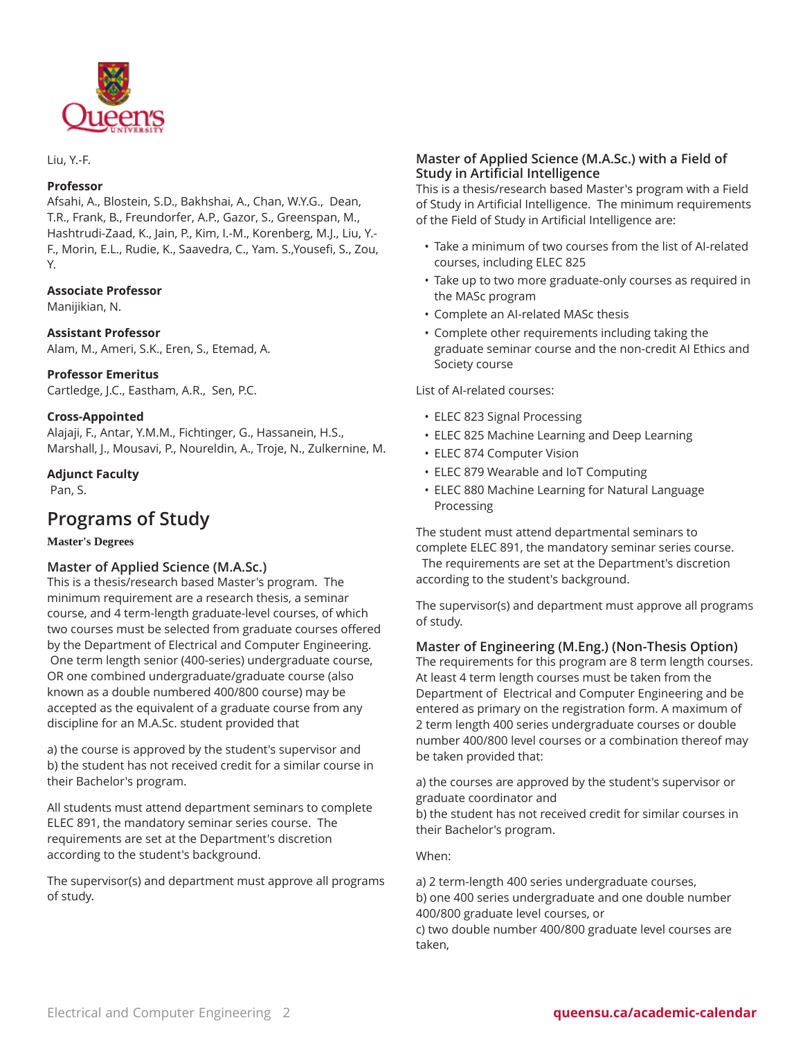Liu, Y.-F.

**Professor**
Afsahi, A., Blostein, S.D., Bakhshai, A., Chan, W.Y.G., Dean, T.R., Frank, B., Freundorfer, A.P., Gazor, S., Greenspan, M., Hashtrudi-Zaad, K., Jain, P., Kim, I.-M., Korenberg, M.J., Liu, Y.-F., Morin, E.L., Rudie, K., Saavedra, C., Yam. S.,Yousefi, S., Zou, Y.

**Associate Professor**
Manijikian, N.

**Assistant Professor**
Alam, M., Ameri, S.K., Eren, S., Etemad, A.

**Professor Emeritus**
Cartledge, J.C., Eastham, A.R., Sen, P.C.

**Cross-Appointed**
Alajaji, F., Antar, Y.M.M., Fichtinger, G., Hassanein, H.S., Marshall, J., Mousavi, P., Noureldin, A., Troje, N., Zulkernine, M.

**Adjunct Faculty**
Pan, S.

## Programs of Study

**Master's Degrees**

### Master of Applied Science (M.A.Sc.)

This is a thesis/research based Master's program. The minimum requirement are a research thesis, a seminar course, and 4 term-length graduate-level courses, of which two courses must be selected from graduate courses offered by the Department of Electrical and Computer Engineering. One term length senior (400-series) undergraduate course, OR one combined undergraduate/graduate course (also known as a double numbered 400/800 course) may be accepted as the equivalent of a graduate course from any discipline for an M.A.Sc. student provided that

a) the course is approved by the student's supervisor and
b) the student has not received credit for a similar course in their Bachelor's program.

All students must attend department seminars to complete ELEC 891, the mandatory seminar series course. The requirements are set at the Department's discretion according to the student's background.

The supervisor(s) and department must approve all programs of study.

### Master of Applied Science (M.A.Sc.) with a Field of Study in Artificial Intelligence

This is a thesis/research based Master's program with a Field of Study in Artificial Intelligence. The minimum requirements of the Field of Study in Artificial Intelligence are:

- Take a minimum of two courses from the list of AI-related courses, including ELEC 825
- Take up to two more graduate-only courses as required in the MASc program
- Complete an AI-related MASc thesis
- Complete other requirements including taking the graduate seminar course and the non-credit AI Ethics and Society course

List of AI-related courses:

- ELEC 823 Signal Processing
- ELEC 825 Machine Learning and Deep Learning
- ELEC 874 Computer Vision
- ELEC 879 Wearable and IoT Computing
- ELEC 880 Machine Learning for Natural Language Processing

The student must attend departmental seminars to complete ELEC 891, the mandatory seminar series course. The requirements are set at the Department's discretion according to the student's background.

The supervisor(s) and department must approve all programs of study.

### Master of Engineering (M.Eng.) (Non-Thesis Option)

The requirements for this program are 8 term length courses. At least 4 term length courses must be taken from the Department of Electrical and Computer Engineering and be entered as primary on the registration form. A maximum of 2 term length 400 series undergraduate courses or double number 400/800 level courses or a combination thereof may be taken provided that:

a) the courses are approved by the student's supervisor or graduate coordinator and
b) the student has not received credit for similar courses in their Bachelor's program.

When:

a) 2 term-length 400 series undergraduate courses,
b) one 400 series undergraduate and one double number 400/800 graduate level courses, or
c) two double number 400/800 graduate level courses are taken,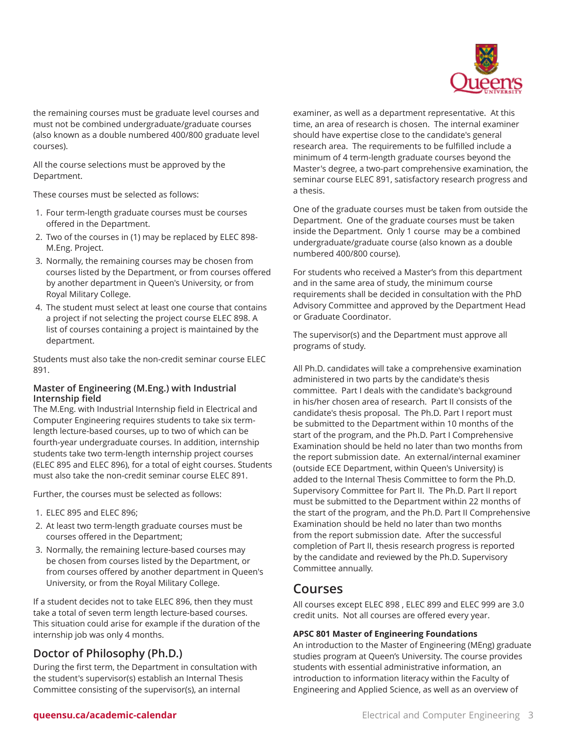the remaining courses must be graduate level courses and must not be combined undergraduate/graduate courses (also known as a double numbered 400/800 graduate level courses).

All the course selections must be approved by the Department.

These courses must be selected as follows:

1. Four term-length graduate courses must be courses offered in the Department.
2. Two of the courses in (1) may be replaced by ELEC 898-M.Eng. Project.
3. Normally, the remaining courses may be chosen from courses listed by the Department, or from courses offered by another department in Queen's University, or from Royal Military College.
4. The student must select at least one course that contains a project if not selecting the project course ELEC 898. A list of courses containing a project is maintained by the department.

Students must also take the non-credit seminar course ELEC 891.

### Master of Engineering (M.Eng.) with Industrial Internship field

The M.Eng. with Industrial Internship field in Electrical and Computer Engineering requires students to take six term-length lecture-based courses, up to two of which can be fourth-year undergraduate courses. In addition, internship students take two term-length internship project courses (ELEC 895 and ELEC 896), for a total of eight courses. Students must also take the non-credit seminar course ELEC 891.

Further, the courses must be selected as follows:

1. ELEC 895 and ELEC 896;
2. At least two term-length graduate courses must be courses offered in the Department;
3. Normally, the remaining lecture-based courses may be chosen from courses listed by the Department, or from courses offered by another department in Queen's University, or from the Royal Military College.

If a student decides not to take ELEC 896, then they must take a total of seven term length lecture-based courses. This situation could arise for example if the duration of the internship job was only 4 months.

## Doctor of Philosophy (Ph.D.)

During the first term, the Department in consultation with the student's supervisor(s) establish an Internal Thesis Committee consisting of the supervisor(s), an internal examiner, as well as a department representative. At this time, an area of research is chosen. The internal examiner should have expertise close to the candidate's general research area. The requirements to be fulfilled include a minimum of 4 term-length graduate courses beyond the Master's degree, a two-part comprehensive examination, the seminar course ELEC 891, satisfactory research progress and a thesis.

One of the graduate courses must be taken from outside the Department. One of the graduate courses must be taken inside the Department. Only 1 course may be a combined undergraduate/graduate course (also known as a double numbered 400/800 course).

For students who received a Master's from this department and in the same area of study, the minimum course requirements shall be decided in consultation with the PhD Advisory Committee and approved by the Department Head or Graduate Coordinator.

The supervisor(s) and the Department must approve all programs of study.

All Ph.D. candidates will take a comprehensive examination administered in two parts by the candidate's thesis committee. Part I deals with the candidate's background in his/her chosen area of research. Part II consists of the candidate's thesis proposal. The Ph.D. Part I report must be submitted to the Department within 10 months of the start of the program, and the Ph.D. Part I Comprehensive Examination should be held no later than two months from the report submission date. An external/internal examiner (outside ECE Department, within Queen's University) is added to the Internal Thesis Committee to form the Ph.D. Supervisory Committee for Part II. The Ph.D. Part II report must be submitted to the Department within 22 months of the start of the program, and the Ph.D. Part II Comprehensive Examination should be held no later than two months from the report submission date. After the successful completion of Part II, thesis research progress is reported by the candidate and reviewed by the Ph.D. Supervisory Committee annually.

## Courses

All courses except ELEC 898 , ELEC 899 and ELEC 999 are 3.0 credit units. Not all courses are offered every year.

**APSC 801 Master of Engineering Foundations**
An introduction to the Master of Engineering (MEng) graduate studies program at Queen's University. The course provides students with essential administrative information, an introduction to information literacy within the Faculty of Engineering and Applied Science, as well as an overview of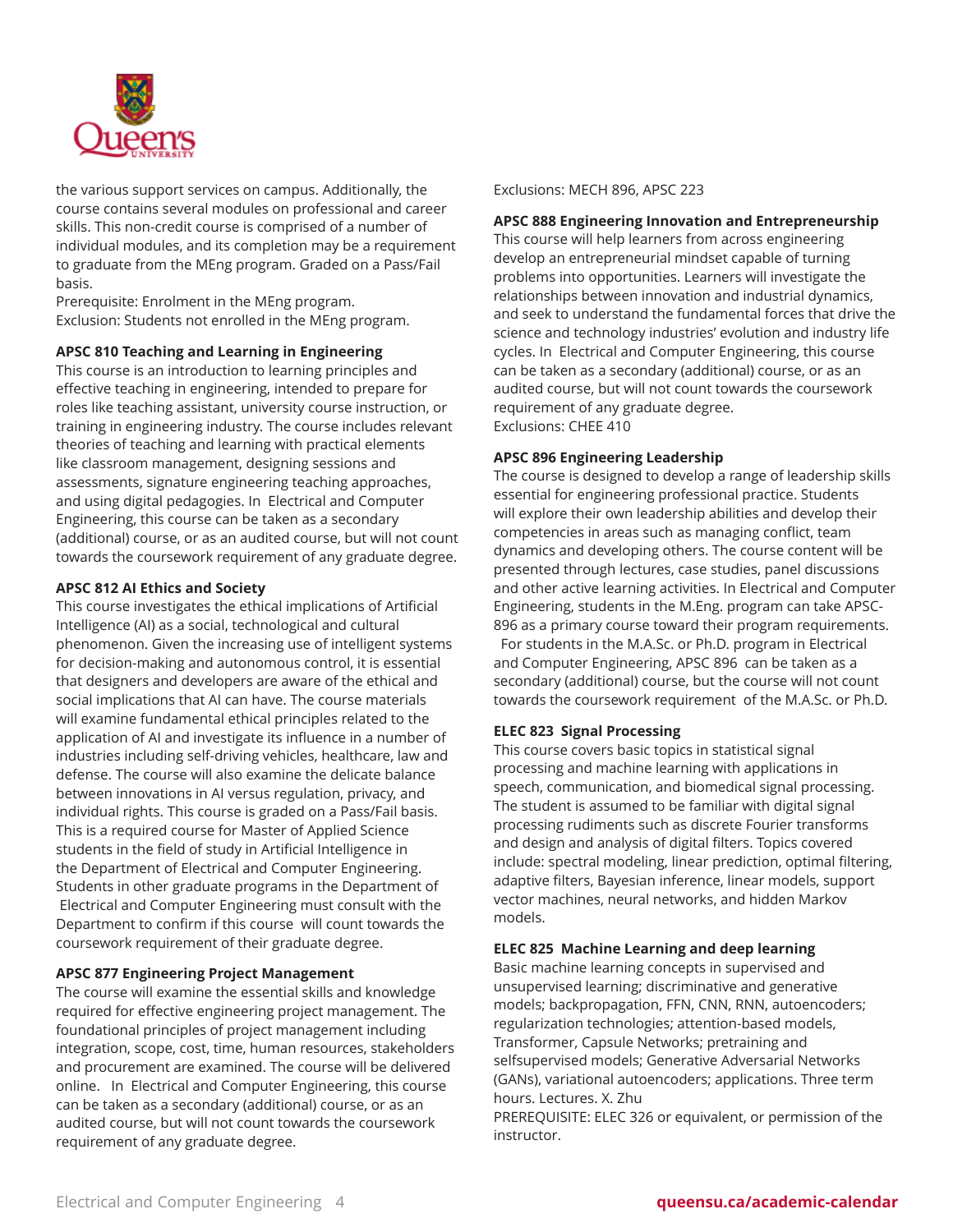the various support services on campus. Additionally, the course contains several modules on professional and career skills. This non-credit course is comprised of a number of individual modules, and its completion may be a requirement to graduate from the MEng program. Graded on a Pass/Fail basis.
Prerequisite: Enrolment in the MEng program.
Exclusion: Students not enrolled in the MEng program.

**APSC 810 Teaching and Learning in Engineering**
This course is an introduction to learning principles and effective teaching in engineering, intended to prepare for roles like teaching assistant, university course instruction, or training in engineering industry. The course includes relevant theories of teaching and learning with practical elements like classroom management, designing sessions and assessments, signature engineering teaching approaches, and using digital pedagogies. In Electrical and Computer Engineering, this course can be taken as a secondary (additional) course, or as an audited course, but will not count towards the coursework requirement of any graduate degree.

**APSC 812 AI Ethics and Society**
This course investigates the ethical implications of Artificial Intelligence (AI) as a social, technological and cultural phenomenon. Given the increasing use of intelligent systems for decision-making and autonomous control, it is essential that designers and developers are aware of the ethical and social implications that AI can have. The course materials will examine fundamental ethical principles related to the application of AI and investigate its influence in a number of industries including self-driving vehicles, healthcare, law and defense. The course will also examine the delicate balance between innovations in AI versus regulation, privacy, and individual rights. This course is graded on a Pass/Fail basis. This is a required course for Master of Applied Science students in the field of study in Artificial Intelligence in the Department of Electrical and Computer Engineering. Students in other graduate programs in the Department of Electrical and Computer Engineering must consult with the Department to confirm if this course will count towards the coursework requirement of their graduate degree.

**APSC 877 Engineering Project Management**
The course will examine the essential skills and knowledge required for effective engineering project management. The foundational principles of project management including integration, scope, cost, time, human resources, stakeholders and procurement are examined. The course will be delivered online. In Electrical and Computer Engineering, this course can be taken as a secondary (additional) course, or as an audited course, but will not count towards the coursework requirement of any graduate degree.
Exclusions: MECH 896, APSC 223

**APSC 888 Engineering Innovation and Entrepreneurship**
This course will help learners from across engineering develop an entrepreneurial mindset capable of turning problems into opportunities. Learners will investigate the relationships between innovation and industrial dynamics, and seek to understand the fundamental forces that drive the science and technology industries' evolution and industry life cycles. In Electrical and Computer Engineering, this course can be taken as a secondary (additional) course, or as an audited course, but will not count towards the coursework requirement of any graduate degree.
Exclusions: CHEE 410

**APSC 896 Engineering Leadership**
The course is designed to develop a range of leadership skills essential for engineering professional practice. Students will explore their own leadership abilities and develop their competencies in areas such as managing conflict, team dynamics and developing others. The course content will be presented through lectures, case studies, panel discussions and other active learning activities. In Electrical and Computer Engineering, students in the M.Eng. program can take APSC-896 as a primary course toward their program requirements. For students in the M.A.Sc. or Ph.D. program in Electrical and Computer Engineering, APSC 896 can be taken as a secondary (additional) course, but the course will not count towards the coursework requirement of the M.A.Sc. or Ph.D.

**ELEC 823 Signal Processing**
This course covers basic topics in statistical signal processing and machine learning with applications in speech, communication, and biomedical signal processing. The student is assumed to be familiar with digital signal processing rudiments such as discrete Fourier transforms and design and analysis of digital filters. Topics covered include: spectral modeling, linear prediction, optimal filtering, adaptive filters, Bayesian inference, linear models, support vector machines, neural networks, and hidden Markov models.

**ELEC 825 Machine Learning and deep learning**
Basic machine learning concepts in supervised and unsupervised learning; discriminative and generative models; backpropagation, FFN, CNN, RNN, autoencoders; regularization technologies; attention-based models, Transformer, Capsule Networks; pretraining and selfsupervised models; Generative Adversarial Networks (GANs), variational autoencoders; applications. Three term hours. Lectures. X. Zhu
PREREQUISITE: ELEC 326 or equivalent, or permission of the instructor.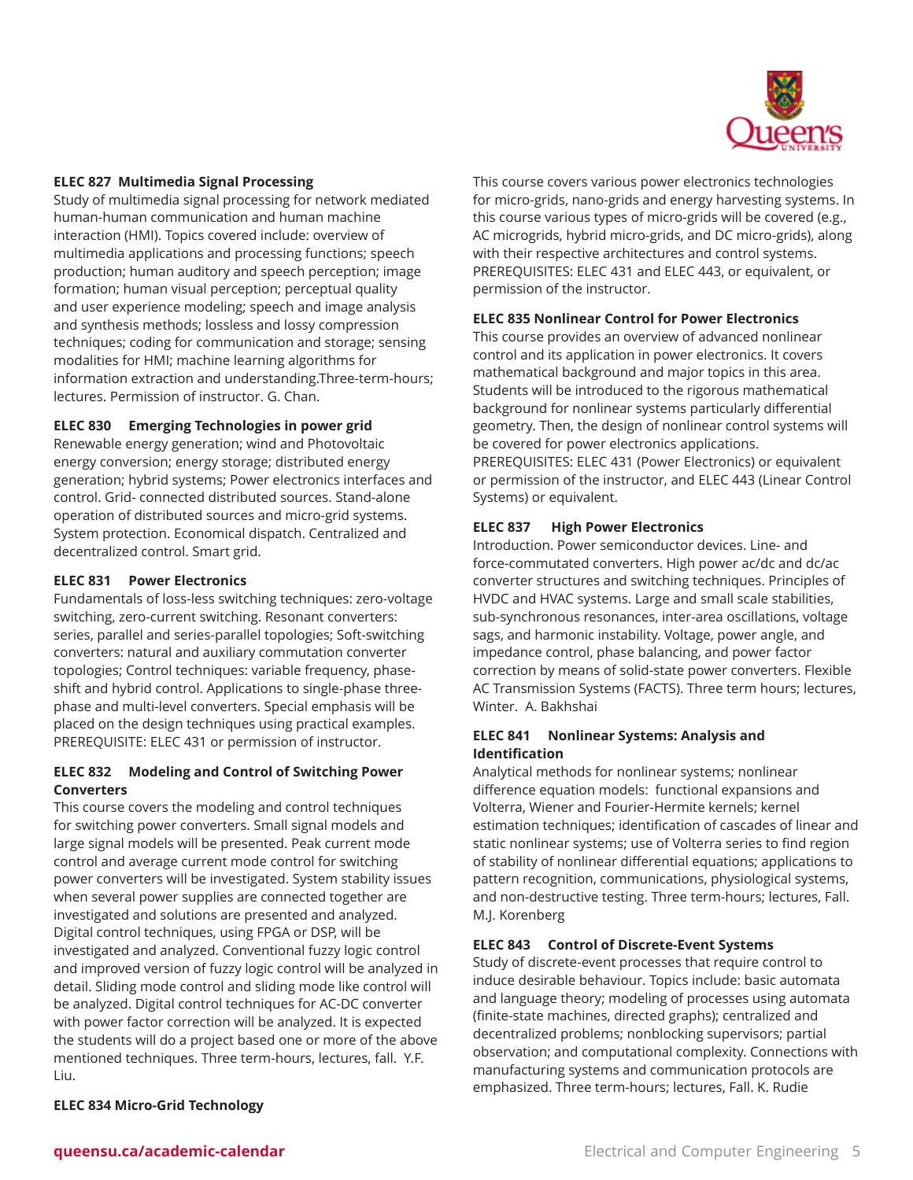**ELEC 827 Multimedia Signal Processing**
Study of multimedia signal processing for network mediated human-human communication and human machine interaction (HMI). Topics covered include: overview of multimedia applications and processing functions; speech production; human auditory and speech perception; image formation; human visual perception; perceptual quality and user experience modeling; speech and image analysis and synthesis methods; lossless and lossy compression techniques; coding for communication and storage; sensing modalities for HMI; machine learning algorithms for information extraction and understanding.Three-term-hours; lectures. Permission of instructor. G. Chan.

**ELEC 830 Emerging Technologies in power grid**
Renewable energy generation; wind and Photovoltaic energy conversion; energy storage; distributed energy generation; hybrid systems; Power electronics interfaces and control. Grid- connected distributed sources. Stand-alone operation of distributed sources and micro-grid systems. System protection. Economical dispatch. Centralized and decentralized control. Smart grid.

**ELEC 831 Power Electronics**
Fundamentals of loss-less switching techniques: zero-voltage switching, zero-current switching. Resonant converters: series, parallel and series-parallel topologies; Soft-switching converters: natural and auxiliary commutation converter topologies; Control techniques: variable frequency, phase-shift and hybrid control. Applications to single-phase three-phase and multi-level converters. Special emphasis will be placed on the design techniques using practical examples. PREREQUISITE: ELEC 431 or permission of instructor.

**ELEC 832 Modeling and Control of Switching Power Converters**
This course covers the modeling and control techniques for switching power converters. Small signal models and large signal models will be presented. Peak current mode control and average current mode control for switching power converters will be investigated. System stability issues when several power supplies are connected together are investigated and solutions are presented and analyzed. Digital control techniques, using FPGA or DSP, will be investigated and analyzed. Conventional fuzzy logic control and improved version of fuzzy logic control will be analyzed in detail. Sliding mode control and sliding mode like control will be analyzed. Digital control techniques for AC-DC converter with power factor correction will be analyzed. It is expected the students will do a project based one or more of the above mentioned techniques. Three term-hours, lectures, fall. Y.F. Liu.

**ELEC 834 Micro-Grid Technology**
This course covers various power electronics technologies for micro-grids, nano-grids and energy harvesting systems. In this course various types of micro-grids will be covered (e.g., AC microgrids, hybrid micro-grids, and DC micro-grids), along with their respective architectures and control systems. PREREQUISITES: ELEC 431 and ELEC 443, or equivalent, or permission of the instructor.

**ELEC 835 Nonlinear Control for Power Electronics**
This course provides an overview of advanced nonlinear control and its application in power electronics. It covers mathematical background and major topics in this area. Students will be introduced to the rigorous mathematical background for nonlinear systems particularly differential geometry. Then, the design of nonlinear control systems will be covered for power electronics applications. PREREQUISITES: ELEC 431 (Power Electronics) or equivalent or permission of the instructor, and ELEC 443 (Linear Control Systems) or equivalent.

**ELEC 837 High Power Electronics**
Introduction. Power semiconductor devices. Line- and force-commutated converters. High power ac/dc and dc/ac converter structures and switching techniques. Principles of HVDC and HVAC systems. Large and small scale stabilities, sub-synchronous resonances, inter-area oscillations, voltage sags, and harmonic instability. Voltage, power angle, and impedance control, phase balancing, and power factor correction by means of solid-state power converters. Flexible AC Transmission Systems (FACTS). Three term hours; lectures, Winter. A. Bakhshai

**ELEC 841 Nonlinear Systems: Analysis and Identification**
Analytical methods for nonlinear systems; nonlinear difference equation models: functional expansions and Volterra, Wiener and Fourier-Hermite kernels; kernel estimation techniques; identification of cascades of linear and static nonlinear systems; use of Volterra series to find region of stability of nonlinear differential equations; applications to pattern recognition, communications, physiological systems, and non-destructive testing. Three term-hours; lectures, Fall. M.J. Korenberg

**ELEC 843 Control of Discrete-Event Systems**
Study of discrete-event processes that require control to induce desirable behaviour. Topics include: basic automata and language theory; modeling of processes using automata (finite-state machines, directed graphs); centralized and decentralized problems; nonblocking supervisors; partial observation; and computational complexity. Connections with manufacturing systems and communication protocols are emphasized. Three term-hours; lectures, Fall. K. Rudie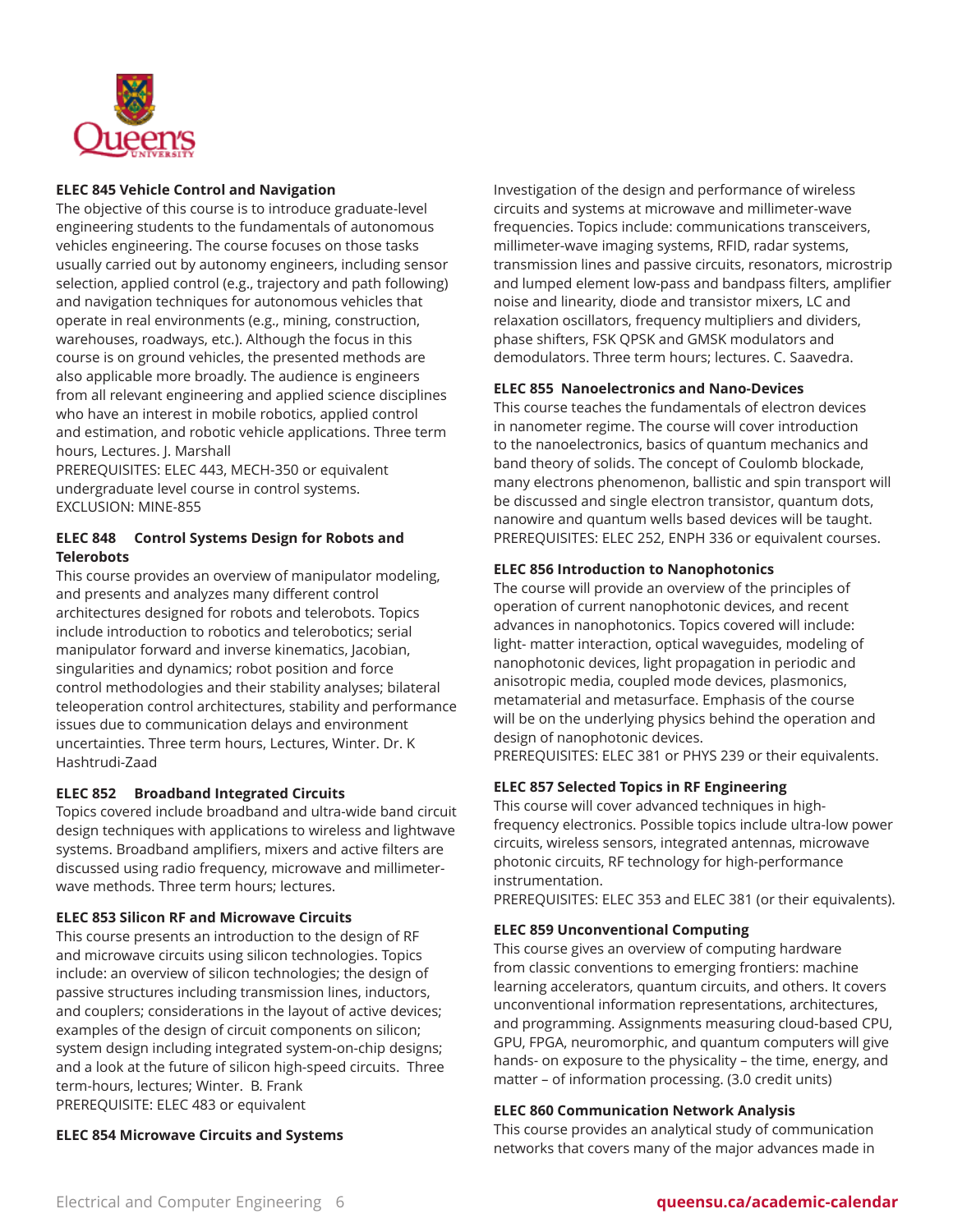**ELEC 845 Vehicle Control and Navigation**
The objective of this course is to introduce graduate-level engineering students to the fundamentals of autonomous vehicles engineering. The course focuses on those tasks usually carried out by autonomy engineers, including sensor selection, applied control (e.g., trajectory and path following) and navigation techniques for autonomous vehicles that operate in real environments (e.g., mining, construction, warehouses, roadways, etc.). Although the focus in this course is on ground vehicles, the presented methods are also applicable more broadly. The audience is engineers from all relevant engineering and applied science disciplines who have an interest in mobile robotics, applied control and estimation, and robotic vehicle applications. Three term hours, Lectures. J. Marshall
PREREQUISITES: ELEC 443, MECH-350 or equivalent undergraduate level course in control systems.
EXCLUSION: MINE-855

**ELEC 848 Control Systems Design for Robots and Telerobots**
This course provides an overview of manipulator modeling, and presents and analyzes many different control architectures designed for robots and telerobots. Topics include introduction to robotics and telerobotics; serial manipulator forward and inverse kinematics, Jacobian, singularities and dynamics; robot position and force control methodologies and their stability analyses; bilateral teleoperation control architectures, stability and performance issues due to communication delays and environment uncertainties. Three term hours, Lectures, Winter. Dr. K Hashtrudi-Zaad

**ELEC 852 Broadband Integrated Circuits**
Topics covered include broadband and ultra-wide band circuit design techniques with applications to wireless and lightwave systems. Broadband amplifiers, mixers and active filters are discussed using radio frequency, microwave and millimeter-wave methods. Three term hours; lectures.

**ELEC 853 Silicon RF and Microwave Circuits**
This course presents an introduction to the design of RF and microwave circuits using silicon technologies. Topics include: an overview of silicon technologies; the design of passive structures including transmission lines, inductors, and couplers; considerations in the layout of active devices; examples of the design of circuit components on silicon; system design including integrated system-on-chip designs; and a look at the future of silicon high-speed circuits. Three term-hours, lectures; Winter. B. Frank
PREREQUISITE: ELEC 483 or equivalent

**ELEC 854 Microwave Circuits and Systems**
Investigation of the design and performance of wireless circuits and systems at microwave and millimeter-wave frequencies. Topics include: communications transceivers, millimeter-wave imaging systems, RFID, radar systems, transmission lines and passive circuits, resonators, microstrip and lumped element low-pass and bandpass filters, amplifier noise and linearity, diode and transistor mixers, LC and relaxation oscillators, frequency multipliers and dividers, phase shifters, FSK QPSK and GMSK modulators and demodulators. Three term hours; lectures. C. Saavedra.

**ELEC 855 Nanoelectronics and Nano-Devices**
This course teaches the fundamentals of electron devices in nanometer regime. The course will cover introduction to the nanoelectronics, basics of quantum mechanics and band theory of solids. The concept of Coulomb blockade, many electrons phenomenon, ballistic and spin transport will be discussed and single electron transistor, quantum dots, nanowire and quantum wells based devices will be taught.
PREREQUISITES: ELEC 252, ENPH 336 or equivalent courses.

**ELEC 856 Introduction to Nanophotonics**
The course will provide an overview of the principles of operation of current nanophotonic devices, and recent advances in nanophotonics. Topics covered will include: light- matter interaction, optical waveguides, modeling of nanophotonic devices, light propagation in periodic and anisotropic media, coupled mode devices, plasmonics, metamaterial and metasurface. Emphasis of the course will be on the underlying physics behind the operation and design of nanophotonic devices.
PREREQUISITES: ELEC 381 or PHYS 239 or their equivalents.

**ELEC 857 Selected Topics in RF Engineering**
This course will cover advanced techniques in high-frequency electronics. Possible topics include ultra-low power circuits, wireless sensors, integrated antennas, microwave photonic circuits, RF technology for high-performance instrumentation.
PREREQUISITES: ELEC 353 and ELEC 381 (or their equivalents).

**ELEC 859 Unconventional Computing**
This course gives an overview of computing hardware from classic conventions to emerging frontiers: machine learning accelerators, quantum circuits, and others. It covers unconventional information representations, architectures, and programming. Assignments measuring cloud-based CPU, GPU, FPGA, neuromorphic, and quantum computers will give hands- on exposure to the physicality – the time, energy, and matter – of information processing. (3.0 credit units)

**ELEC 860 Communication Network Analysis**
This course provides an analytical study of communication networks that covers many of the major advances made in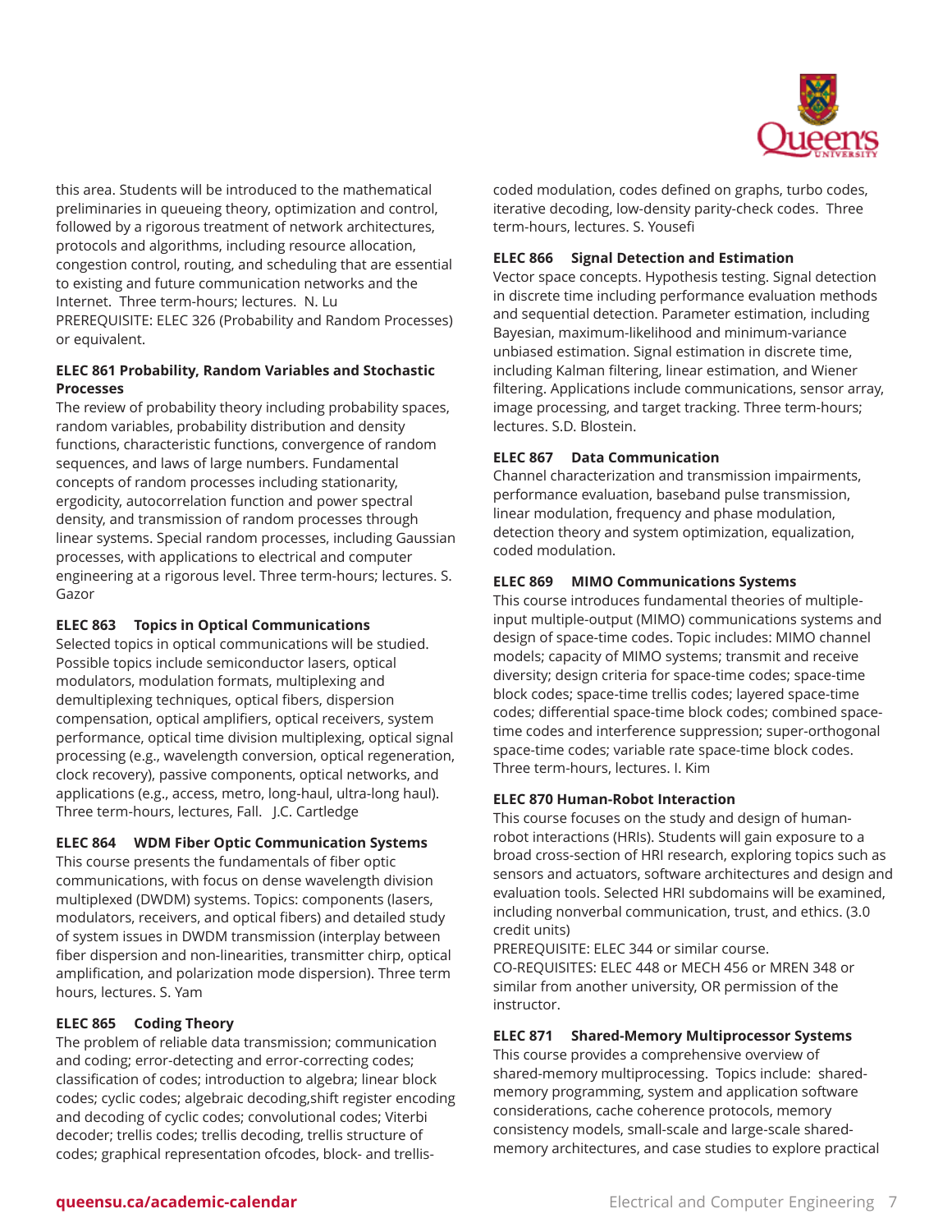this area. Students will be introduced to the mathematical preliminaries in queueing theory, optimization and control, followed by a rigorous treatment of network architectures, protocols and algorithms, including resource allocation, congestion control, routing, and scheduling that are essential to existing and future communication networks and the Internet. Three term-hours; lectures. N. Lu
PREREQUISITE: ELEC 326 (Probability and Random Processes) or equivalent.

**ELEC 861 Probability, Random Variables and Stochastic Processes**
The review of probability theory including probability spaces, random variables, probability distribution and density functions, characteristic functions, convergence of random sequences, and laws of large numbers. Fundamental concepts of random processes including stationarity, ergodicity, autocorrelation function and power spectral density, and transmission of random processes through linear systems. Special random processes, including Gaussian processes, with applications to electrical and computer engineering at a rigorous level. Three term-hours; lectures. S. Gazor

**ELEC 863 Topics in Optical Communications**
Selected topics in optical communications will be studied. Possible topics include semiconductor lasers, optical modulators, modulation formats, multiplexing and demultiplexing techniques, optical fibers, dispersion compensation, optical amplifiers, optical receivers, system performance, optical time division multiplexing, optical signal processing (e.g., wavelength conversion, optical regeneration, clock recovery), passive components, optical networks, and applications (e.g., access, metro, long-haul, ultra-long haul). Three term-hours, lectures, Fall. J.C. Cartledge

**ELEC 864 WDM Fiber Optic Communication Systems**
This course presents the fundamentals of fiber optic communications, with focus on dense wavelength division multiplexed (DWDM) systems. Topics: components (lasers, modulators, receivers, and optical fibers) and detailed study of system issues in DWDM transmission (interplay between fiber dispersion and non-linearities, transmitter chirp, optical amplification, and polarization mode dispersion). Three term hours, lectures. S. Yam

**ELEC 865 Coding Theory**
The problem of reliable data transmission; communication and coding; error-detecting and error-correcting codes; classification of codes; introduction to algebra; linear block codes; cyclic codes; algebraic decoding,shift register encoding and decoding of cyclic codes; convolutional codes; Viterbi decoder; trellis codes; trellis decoding, trellis structure of codes; graphical representation ofcodes, block- and trellis-coded modulation, codes defined on graphs, turbo codes, iterative decoding, low-density parity-check codes. Three term-hours, lectures. S. Yousefi

**ELEC 866 Signal Detection and Estimation**
Vector space concepts. Hypothesis testing. Signal detection in discrete time including performance evaluation methods and sequential detection. Parameter estimation, including Bayesian, maximum-likelihood and minimum-variance unbiased estimation. Signal estimation in discrete time, including Kalman filtering, linear estimation, and Wiener filtering. Applications include communications, sensor array, image processing, and target tracking. Three term-hours; lectures. S.D. Blostein.

**ELEC 867 Data Communication**
Channel characterization and transmission impairments, performance evaluation, baseband pulse transmission, linear modulation, frequency and phase modulation, detection theory and system optimization, equalization, coded modulation.

**ELEC 869 MIMO Communications Systems**
This course introduces fundamental theories of multiple-input multiple-output (MIMO) communications systems and design of space-time codes. Topic includes: MIMO channel models; capacity of MIMO systems; transmit and receive diversity; design criteria for space-time codes; space-time block codes; space-time trellis codes; layered space-time codes; differential space-time block codes; combined space-time codes and interference suppression; super-orthogonal space-time codes; variable rate space-time block codes. Three term-hours, lectures. I. Kim

**ELEC 870 Human-Robot Interaction**
This course focuses on the study and design of human-robot interactions (HRIs). Students will gain exposure to a broad cross-section of HRI research, exploring topics such as sensors and actuators, software architectures and design and evaluation tools. Selected HRI subdomains will be examined, including nonverbal communication, trust, and ethics. (3.0 credit units)
PREREQUISITE: ELEC 344 or similar course.
CO-REQUISITES: ELEC 448 or MECH 456 or MREN 348 or similar from another university, OR permission of the instructor.

**ELEC 871 Shared-Memory Multiprocessor Systems**
This course provides a comprehensive overview of shared-memory multiprocessing. Topics include: shared-memory programming, system and application software considerations, cache coherence protocols, memory consistency models, small-scale and large-scale shared-memory architectures, and case studies to explore practical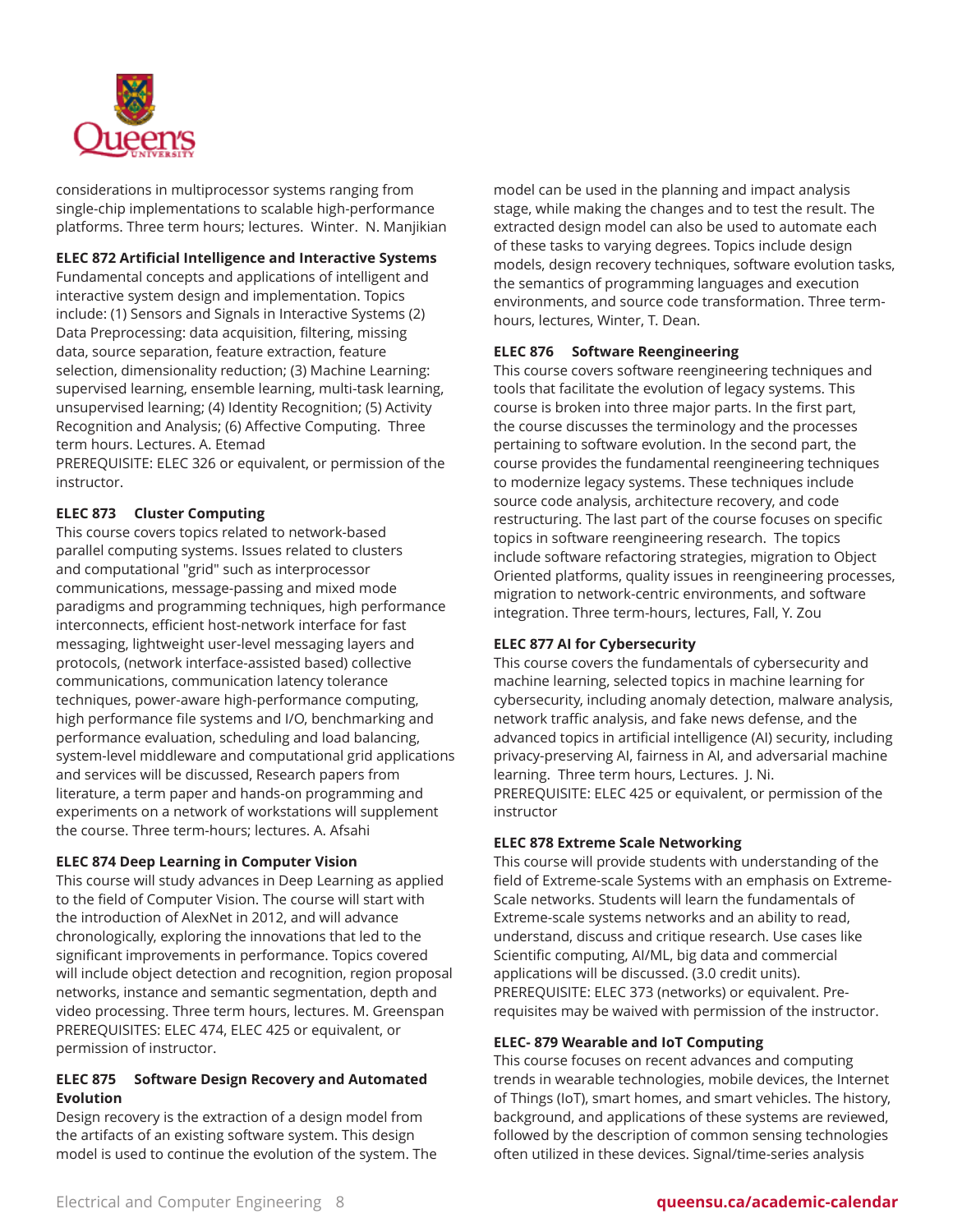considerations in multiprocessor systems ranging from single-chip implementations to scalable high-performance platforms. Three term hours; lectures. Winter. N. Manjikian

**ELEC 872 Artificial Intelligence and Interactive Systems**
Fundamental concepts and applications of intelligent and interactive system design and implementation. Topics include: (1) Sensors and Signals in Interactive Systems (2) Data Preprocessing: data acquisition, filtering, missing data, source separation, feature extraction, feature selection, dimensionality reduction; (3) Machine Learning: supervised learning, ensemble learning, multi-task learning, unsupervised learning; (4) Identity Recognition; (5) Activity Recognition and Analysis; (6) Affective Computing. Three term hours. Lectures. A. Etemad
PREREQUISITE: ELEC 326 or equivalent, or permission of the instructor.

**ELEC 873 Cluster Computing**
This course covers topics related to network-based parallel computing systems. Issues related to clusters and computational "grid" such as interprocessor communications, message-passing and mixed mode paradigms and programming techniques, high performance interconnects, efficient host-network interface for fast messaging, lightweight user-level messaging layers and protocols, (network interface-assisted based) collective communications, communication latency tolerance techniques, power-aware high-performance computing, high performance file systems and I/O, benchmarking and performance evaluation, scheduling and load balancing, system-level middleware and computational grid applications and services will be discussed, Research papers from literature, a term paper and hands-on programming and experiments on a network of workstations will supplement the course. Three term-hours; lectures. A. Afsahi

**ELEC 874 Deep Learning in Computer Vision**
This course will study advances in Deep Learning as applied to the field of Computer Vision. The course will start with the introduction of AlexNet in 2012, and will advance chronologically, exploring the innovations that led to the significant improvements in performance. Topics covered will include object detection and recognition, region proposal networks, instance and semantic segmentation, depth and video processing. Three term hours, lectures. M. Greenspan
PREREQUISITES: ELEC 474, ELEC 425 or equivalent, or permission of instructor.

**ELEC 875 Software Design Recovery and Automated Evolution**
Design recovery is the extraction of a design model from the artifacts of an existing software system. This design model is used to continue the evolution of the system. The model can be used in the planning and impact analysis stage, while making the changes and to test the result. The extracted design model can also be used to automate each of these tasks to varying degrees. Topics include design models, design recovery techniques, software evolution tasks, the semantics of programming languages and execution environments, and source code transformation. Three term-hours, lectures, Winter, T. Dean.

**ELEC 876 Software Reengineering**
This course covers software reengineering techniques and tools that facilitate the evolution of legacy systems. This course is broken into three major parts. In the first part, the course discusses the terminology and the processes pertaining to software evolution. In the second part, the course provides the fundamental reengineering techniques to modernize legacy systems. These techniques include source code analysis, architecture recovery, and code restructuring. The last part of the course focuses on specific topics in software reengineering research. The topics include software refactoring strategies, migration to Object Oriented platforms, quality issues in reengineering processes, migration to network-centric environments, and software integration. Three term-hours, lectures, Fall, Y. Zou

**ELEC 877 AI for Cybersecurity**
This course covers the fundamentals of cybersecurity and machine learning, selected topics in machine learning for cybersecurity, including anomaly detection, malware analysis, network traffic analysis, and fake news defense, and the advanced topics in artificial intelligence (AI) security, including privacy-preserving AI, fairness in AI, and adversarial machine learning. Three term hours, Lectures. J. Ni.
PREREQUISITE: ELEC 425 or equivalent, or permission of the instructor

**ELEC 878 Extreme Scale Networking**
This course will provide students with understanding of the field of Extreme-scale Systems with an emphasis on Extreme-Scale networks. Students will learn the fundamentals of Extreme-scale systems networks and an ability to read, understand, discuss and critique research. Use cases like Scientific computing, AI/ML, big data and commercial applications will be discussed. (3.0 credit units).
PREREQUISITE: ELEC 373 (networks) or equivalent. Pre-requisites may be waived with permission of the instructor.

**ELEC- 879 Wearable and IoT Computing**
This course focuses on recent advances and computing trends in wearable technologies, mobile devices, the Internet of Things (IoT), smart homes, and smart vehicles. The history, background, and applications of these systems are reviewed, followed by the description of common sensing technologies often utilized in these devices. Signal/time-series analysis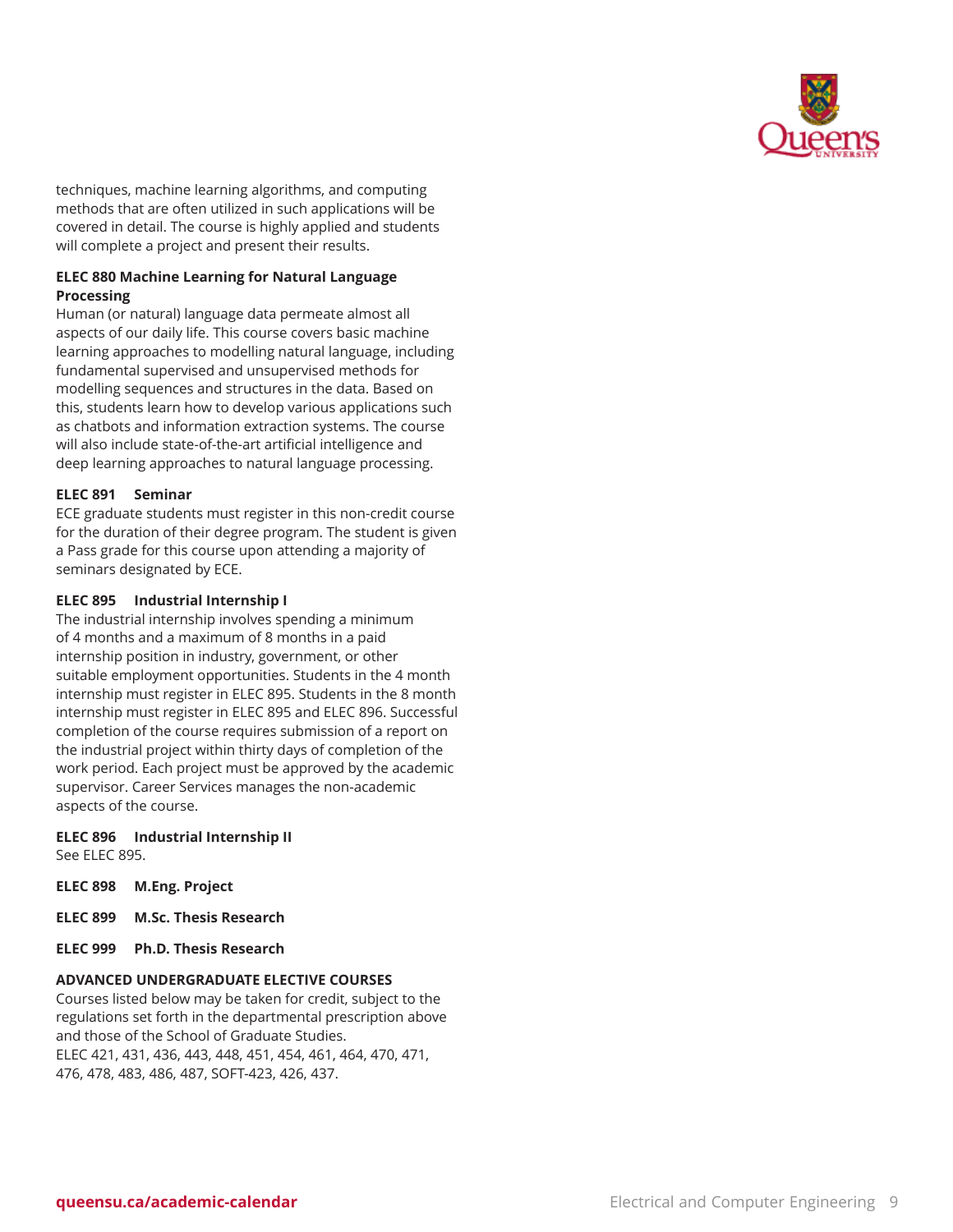techniques, machine learning algorithms, and computing methods that are often utilized in such applications will be covered in detail. The course is highly applied and students will complete a project and present their results.

**ELEC 880 Machine Learning for Natural Language Processing**

Human (or natural) language data permeate almost all aspects of our daily life. This course covers basic machine learning approaches to modelling natural language, including fundamental supervised and unsupervised methods for modelling sequences and structures in the data. Based on this, students learn how to develop various applications such as chatbots and information extraction systems. The course will also include state-of-the-art artificial intelligence and deep learning approaches to natural language processing.

**ELEC 891 Seminar**

ECE graduate students must register in this non-credit course for the duration of their degree program. The student is given a Pass grade for this course upon attending a majority of seminars designated by ECE.

**ELEC 895 Industrial Internship I**

The industrial internship involves spending a minimum of 4 months and a maximum of 8 months in a paid internship position in industry, government, or other suitable employment opportunities. Students in the 4 month internship must register in ELEC 895. Students in the 8 month internship must register in ELEC 895 and ELEC 896. Successful completion of the course requires submission of a report on the industrial project within thirty days of completion of the work period. Each project must be approved by the academic supervisor. Career Services manages the non-academic aspects of the course.

**ELEC 896 Industrial Internship II**

See ELEC 895.

**ELEC 898 M.Eng. Project**

**ELEC 899 M.Sc. Thesis Research**

**ELEC 999 Ph.D. Thesis Research**

**ADVANCED UNDERGRADUATE ELECTIVE COURSES**

Courses listed below may be taken for credit, subject to the regulations set forth in the departmental prescription above and those of the School of Graduate Studies.
ELEC 421, 431, 436, 443, 448, 451, 454, 461, 464, 470, 471, 476, 478, 483, 486, 487, SOFT-423, 426, 437.